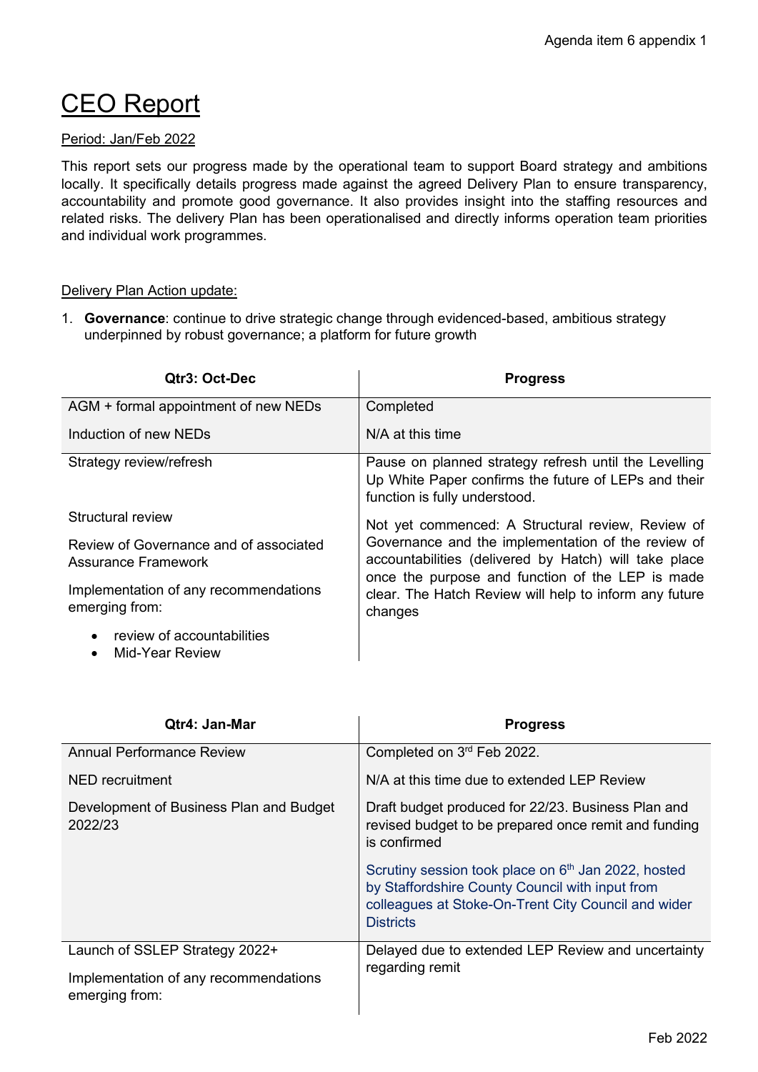# CEO Report

Period: Jan/Feb 2022

This report sets our progress made by the operational team to support Board strategy and ambitions locally. It specifically details progress made against the agreed Delivery Plan to ensure transparency, accountability and promote good governance. It also provides insight into the staffing resources and related risks. The delivery Plan has been operationalised and directly informs operation team priorities and individual work programmes.

Delivery Plan Action update:

1. **Governance**: continue to drive strategic change through evidenced-based, ambitious strategy underpinned by robust governance; a platform for future growth

| Qtr3: Oct-Dec | Progress |
|---|---|
| AGM + formal appointment of new NEDs<br><br>Induction of new NEDs | Completed<br><br>N/A at this time |
| Strategy review/refresh | Pause on planned strategy refresh until the Levelling Up White Paper confirms the future of LEPs and their function is fully understood. |
| Structural review<br><br>Review of Governance and of associated Assurance Framework<br><br>Implementation of any recommendations emerging from:<br>• review of accountabilities<br>• Mid-Year Review | Not yet commenced: A Structural review, Review of Governance and the implementation of the review of accountabilities (delivered by Hatch) will take place once the purpose and function of the LEP is made clear. The Hatch Review will help to inform any future changes |

| Qtr4: Jan-Mar | Progress |
|---|---|
| Annual Performance Review<br><br>NED recruitment<br><br>Development of Business Plan and Budget 2022/23 | Completed on 3rd Feb 2022.<br><br>N/A at this time due to extended LEP Review<br><br>Draft budget produced for 22/23. Business Plan and revised budget to be prepared once remit and funding is confirmed<br><br>Scrutiny session took place on 6th Jan 2022, hosted by Staffordshire County Council with input from colleagues at Stoke-On-Trent City Council and wider Districts |
| Launch of SSLEP Strategy 2022+<br><br>Implementation of any recommendations emerging from: | Delayed due to extended LEP Review and uncertainty regarding remit |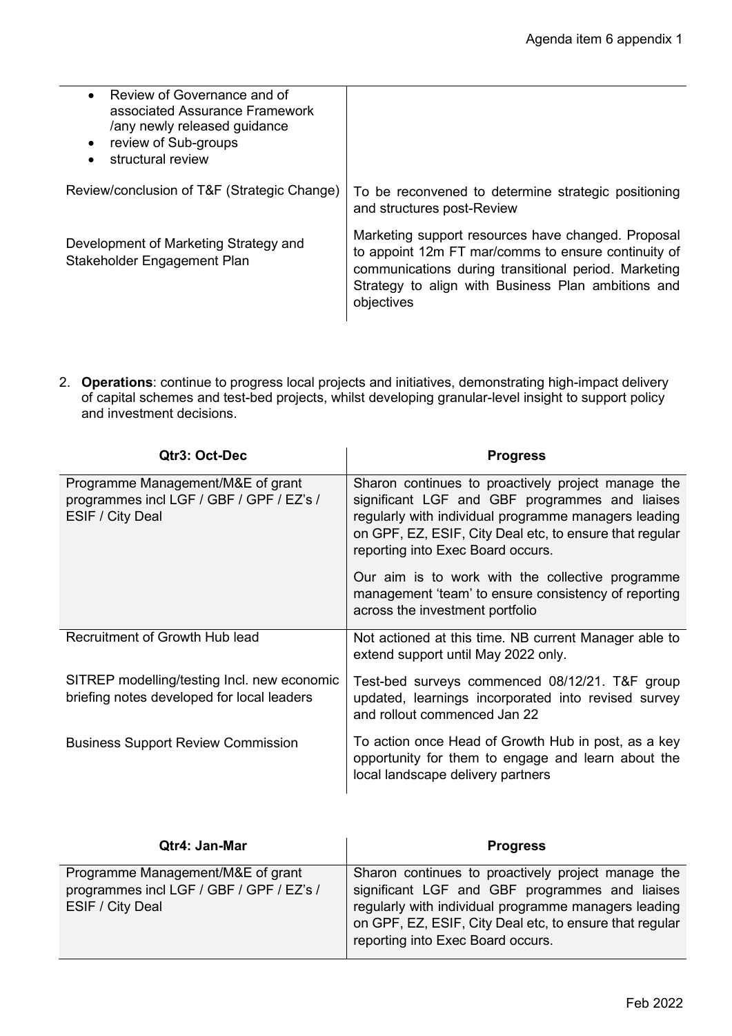| | |
|---|---|
| • Review of Governance and of associated Assurance Framework /any newly released guidance<br>• review of Sub-groups<br>• structural review | |
| Review/conclusion of T&F (Strategic Change) | To be reconvened to determine strategic positioning and structures post-Review |
| Development of Marketing Strategy and Stakeholder Engagement Plan | Marketing support resources have changed. Proposal to appoint 12m FT mar/comms to ensure continuity of communications during transitional period. Marketing Strategy to align with Business Plan ambitions and objectives |

2. **Operations**: continue to progress local projects and initiatives, demonstrating high-impact delivery of capital schemes and test-bed projects, whilst developing granular-level insight to support policy and investment decisions.

| Qtr3: Oct-Dec | Progress |
|---|---|
| Programme Management/M&E of grant programmes incl LGF / GBF / GPF / EZ's / ESIF / City Deal | Sharon continues to proactively project manage the significant LGF and GBF programmes and liaises regularly with individual programme managers leading on GPF, EZ, ESIF, City Deal etc, to ensure that regular reporting into Exec Board occurs.<br><br>Our aim is to work with the collective programme management 'team' to ensure consistency of reporting across the investment portfolio |
| Recruitment of Growth Hub lead | Not actioned at this time. NB current Manager able to extend support until May 2022 only. |
| SITREP modelling/testing Incl. new economic briefing notes developed for local leaders | Test-bed surveys commenced 08/12/21. T&F group updated, learnings incorporated into revised survey and rollout commenced Jan 22 |
| Business Support Review Commission | To action once Head of Growth Hub in post, as a key opportunity for them to engage and learn about the local landscape delivery partners |

| Qtr4: Jan-Mar | Progress |
|---|---|
| Programme Management/M&E of grant programmes incl LGF / GBF / GPF / EZ's / ESIF / City Deal | Sharon continues to proactively project manage the significant LGF and GBF programmes and liaises regularly with individual programme managers leading on GPF, EZ, ESIF, City Deal etc, to ensure that regular reporting into Exec Board occurs. |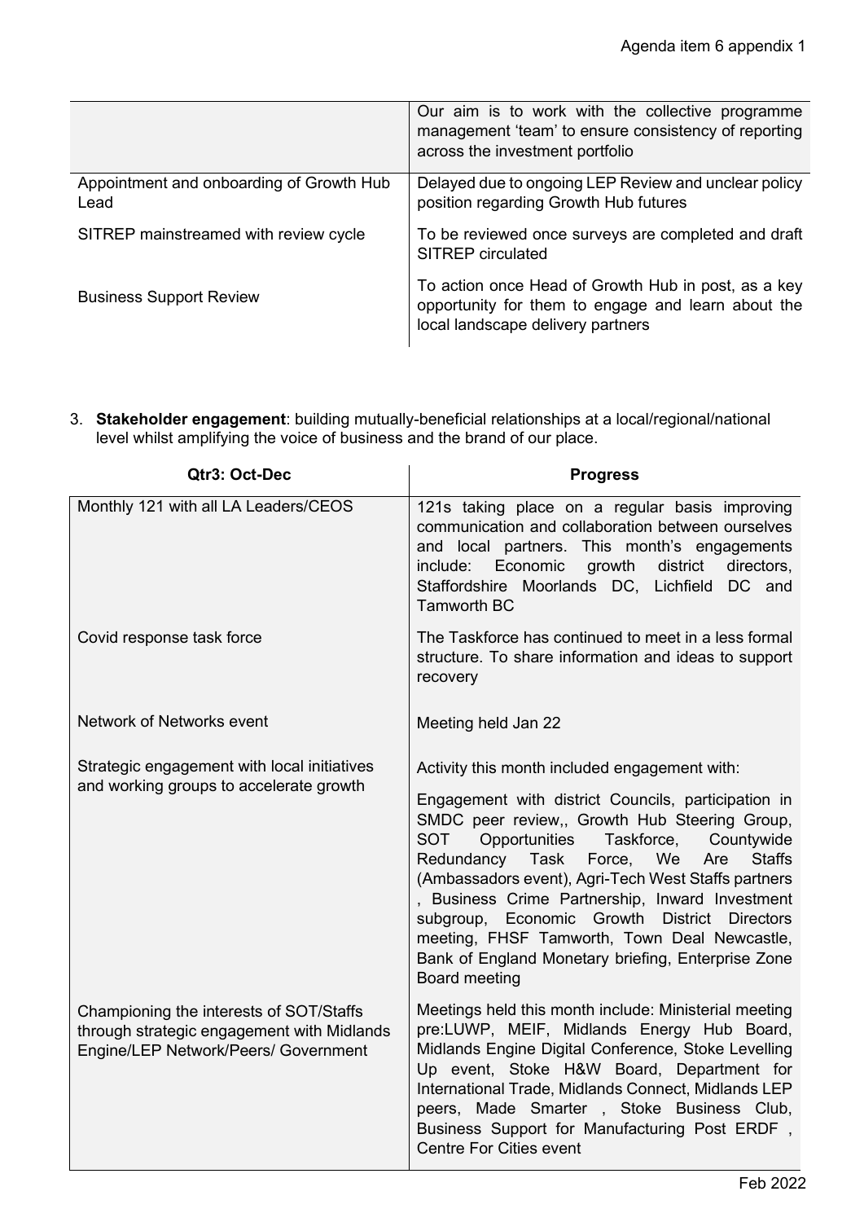| | |
|---|---|
| | Our aim is to work with the collective programme management 'team' to ensure consistency of reporting across the investment portfolio |
| Appointment and onboarding of Growth Hub Lead | Delayed due to ongoing LEP Review and unclear policy position regarding Growth Hub futures |
| SITREP mainstreamed with review cycle | To be reviewed once surveys are completed and draft SITREP circulated |
| Business Support Review | To action once Head of Growth Hub in post, as a key opportunity for them to engage and learn about the local landscape delivery partners |

3. **Stakeholder engagement**: building mutually-beneficial relationships at a local/regional/national level whilst amplifying the voice of business and the brand of our place.

| Qtr3: Oct-Dec | Progress |
|---|---|
| Monthly 121 with all LA Leaders/CEOS | 121s taking place on a regular basis improving communication and collaboration between ourselves and local partners. This month's engagements include: Economic growth district directors, Staffordshire Moorlands DC, Lichfield DC and Tamworth BC |
| Covid response task force | The Taskforce has continued to meet in a less formal structure. To share information and ideas to support recovery |
| Network of Networks event | Meeting held Jan 22 |
| Strategic engagement with local initiatives and working groups to accelerate growth | Activity this month included engagement with:<br><br>Engagement with district Councils, participation in SMDC peer review,, Growth Hub Steering Group, SOT Opportunities Taskforce, Countywide Redundancy Task Force, We Are Staffs (Ambassadors event), Agri-Tech West Staffs partners , Business Crime Partnership, Inward Investment subgroup, Economic Growth District Directors meeting, FHSF Tamworth, Town Deal Newcastle, Bank of England Monetary briefing, Enterprise Zone Board meeting |
| Championing the interests of SOT/Staffs through strategic engagement with Midlands Engine/LEP Network/Peers/ Government | Meetings held this month include: Ministerial meeting pre:LUWP, MEIF, Midlands Energy Hub Board, Midlands Engine Digital Conference, Stoke Levelling Up event, Stoke H&W Board, Department for International Trade, Midlands Connect, Midlands LEP peers, Made Smarter , Stoke Business Club, Business Support for Manufacturing Post ERDF , Centre For Cities event |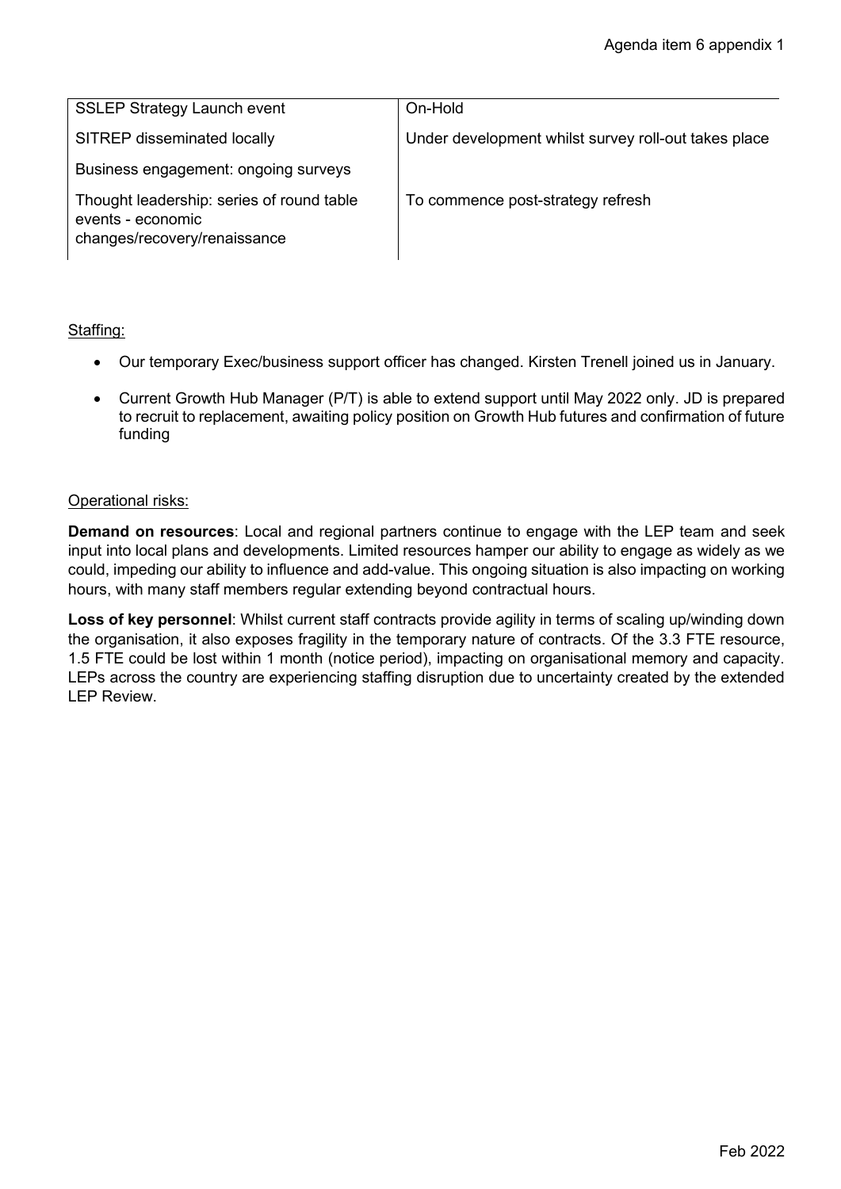| | |
|---|---|
| SSLEP Strategy Launch event | On-Hold |
| SITREP disseminated locally | Under development whilst survey roll-out takes place |
| Business engagement: ongoing surveys | |
| Thought leadership: series of round table events - economic changes/recovery/renaissance | To commence post-strategy refresh |

Staffing:

- Our temporary Exec/business support officer has changed. Kirsten Trenell joined us in January.
- Current Growth Hub Manager (P/T) is able to extend support until May 2022 only. JD is prepared to recruit to replacement, awaiting policy position on Growth Hub futures and confirmation of future funding

Operational risks:

**Demand on resources**: Local and regional partners continue to engage with the LEP team and seek input into local plans and developments. Limited resources hamper our ability to engage as widely as we could, impeding our ability to influence and add-value. This ongoing situation is also impacting on working hours, with many staff members regular extending beyond contractual hours.

**Loss of key personnel**: Whilst current staff contracts provide agility in terms of scaling up/winding down the organisation, it also exposes fragility in the temporary nature of contracts. Of the 3.3 FTE resource, 1.5 FTE could be lost within 1 month (notice period), impacting on organisational memory and capacity. LEPs across the country are experiencing staffing disruption due to uncertainty created by the extended LEP Review.